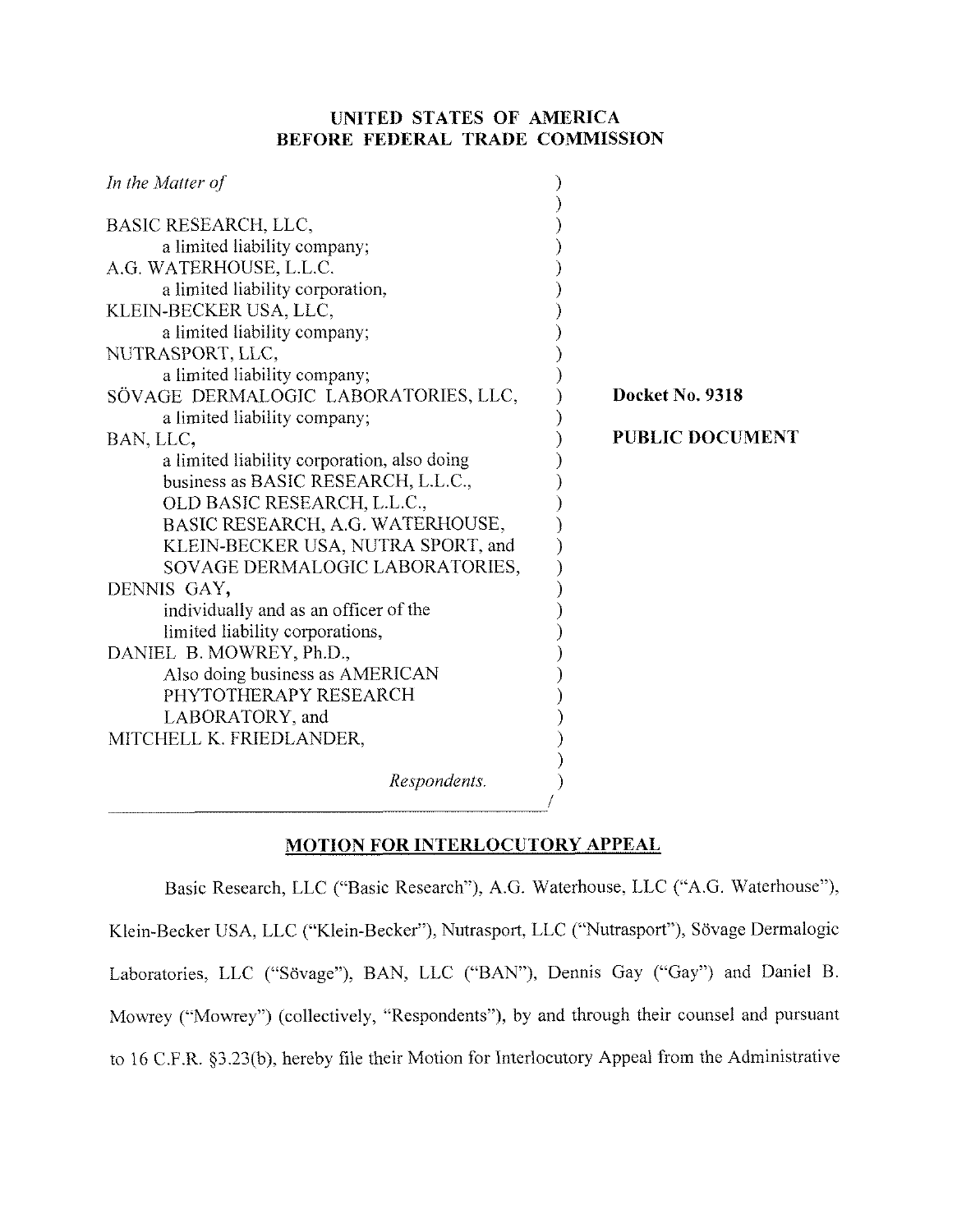# UNITED STATES OF AMERICA
# BEFORE FEDERAL TRADE COMMISSION

| | |
|---|---|
| *In the Matter of*<br><br>BASIC RESEARCH, LLC,<br>a limited liability company;<br>A.G. WATERHOUSE, L.L.C.<br>a limited liability corporation,<br>KLEIN-BECKER USA, LLC,<br>a limited liability company;<br>NUTRASPORT, LLC,<br>a limited liability company;<br>SÖVAGE DERMALOGIC LABORATORIES, LLC,<br>a limited liability company;<br>BAN, LLC,<br>a limited liability corporation, also doing business as BASIC RESEARCH, L.L.C., OLD BASIC RESEARCH, L.L.C., BASIC RESEARCH, A.G. WATERHOUSE, KLEIN-BECKER USA, NUTRA SPORT, and SOVAGE DERMALOGIC LABORATORIES,<br>DENNIS GAY,<br>individually and as an officer of the limited liability corporations,<br>DANIEL B. MOWREY, Ph.D.,<br>Also doing business as AMERICAN PHYTOTHERAPY RESEARCH LABORATORY, and<br>MITCHELL K. FRIEDLANDER,<br><br>*Respondents.* | **Docket No. 9318**<br><br>**PUBLIC DOCUMENT** |

## MOTION FOR INTERLOCUTORY APPEAL

Basic Research, LLC ("Basic Research"), A.G. Waterhouse, LLC ("A.G. Waterhouse"), Klein-Becker USA, LLC ("Klein-Becker"), Nutrasport, LLC ("Nutrasport"), Sövage Dermalogic Laboratories, LLC ("Sövage"), BAN, LLC ("BAN"), Dennis Gay ("Gay") and Daniel B. Mowrey ("Mowrey") (collectively, "Respondents"), by and through their counsel and pursuant to 16 C.F.R. §3.23(b), hereby file their Motion for Interlocutory Appeal from the Administrative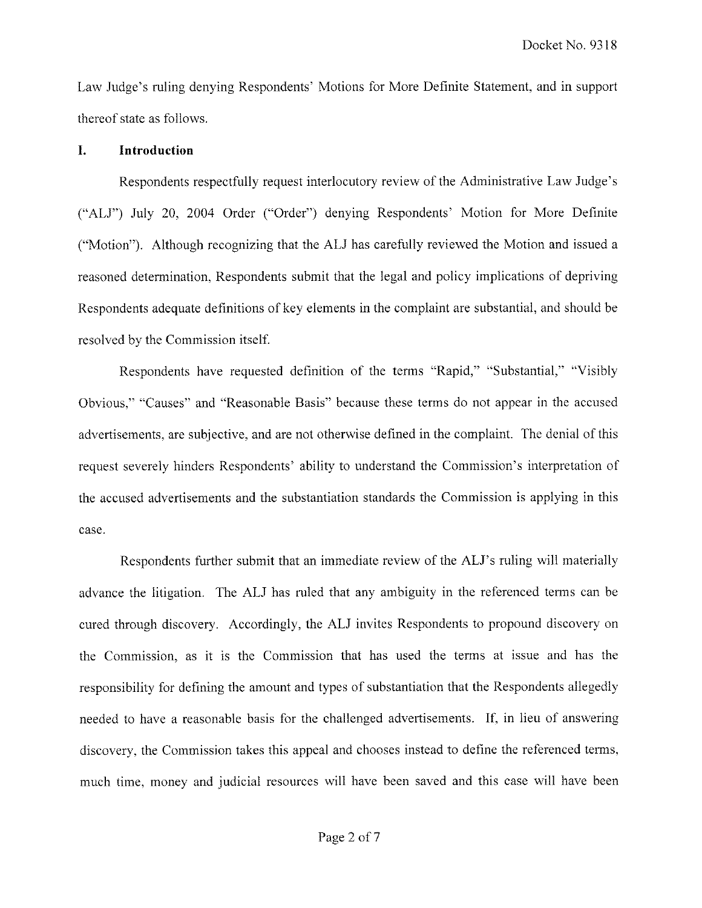Law Judge's ruling denying Respondents' Motions for More Definite Statement, and in support thereof state as follows.

## I. Introduction

Respondents respectfully request interlocutory review of the Administrative Law Judge's ("ALJ") July 20, 2004 Order ("Order") denying Respondents' Motion for More Definite ("Motion"). Although recognizing that the ALJ has carefully reviewed the Motion and issued a reasoned determination, Respondents submit that the legal and policy implications of depriving Respondents adequate definitions of key elements in the complaint are substantial, and should be resolved by the Commission itself.

Respondents have requested definition of the terms "Rapid," "Substantial," "Visibly Obvious," "Causes" and "Reasonable Basis" because these terms do not appear in the accused advertisements, are subjective, and are not otherwise defined in the complaint. The denial of this request severely hinders Respondents' ability to understand the Commission's interpretation of the accused advertisements and the substantiation standards the Commission is applying in this case.

Respondents further submit that an immediate review of the ALJ's ruling will materially advance the litigation. The ALJ has ruled that any ambiguity in the referenced terms can be cured through discovery. Accordingly, the ALJ invites Respondents to propound discovery on the Commission, as it is the Commission that has used the terms at issue and has the responsibility for defining the amount and types of substantiation that the Respondents allegedly needed to have a reasonable basis for the challenged advertisements. If, in lieu of answering discovery, the Commission takes this appeal and chooses instead to define the referenced terms, much time, money and judicial resources will have been saved and this case will have been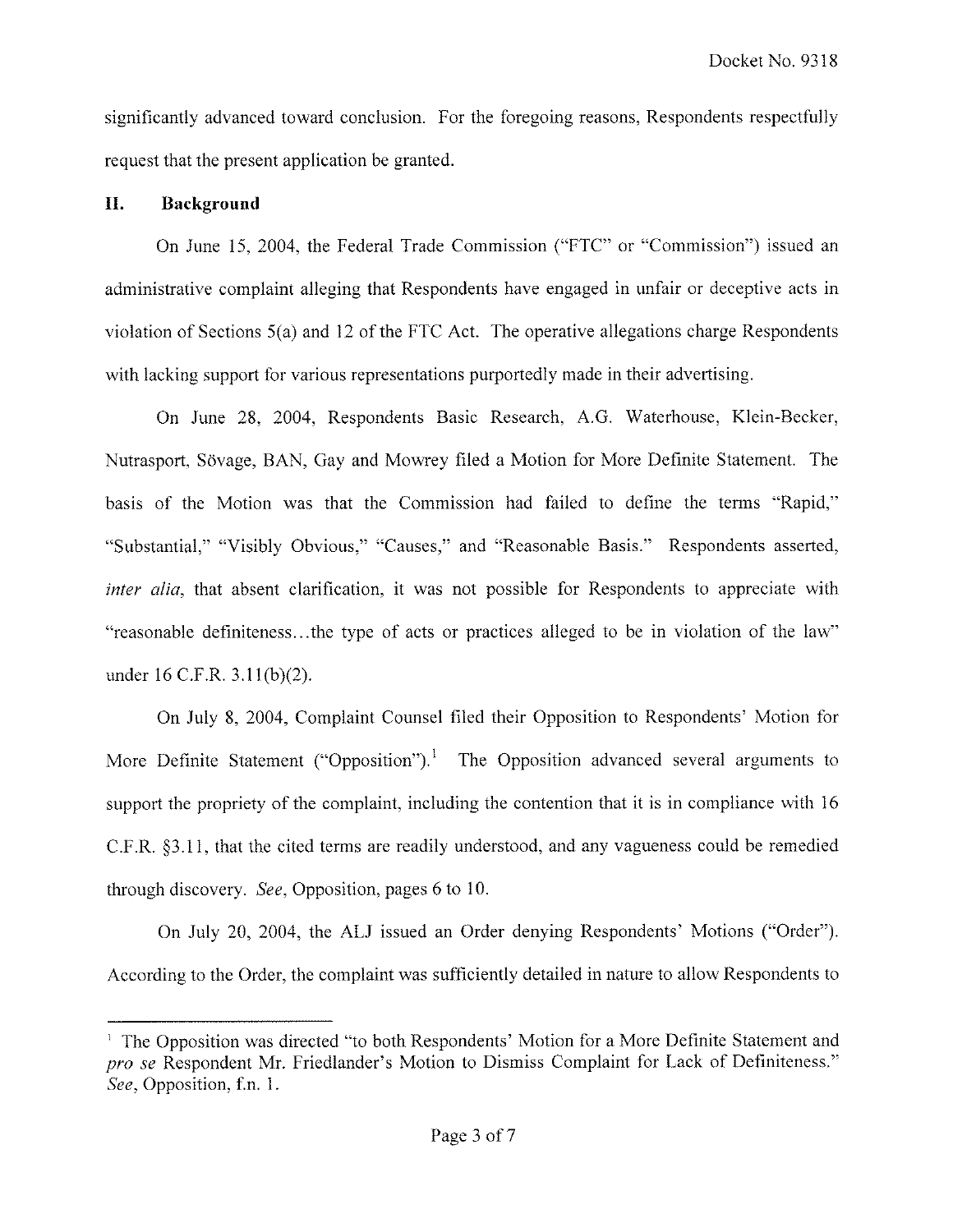significantly advanced toward conclusion. For the foregoing reasons, Respondents respectfully request that the present application be granted.

## II. Background

On June 15, 2004, the Federal Trade Commission ("FTC" or "Commission") issued an administrative complaint alleging that Respondents have engaged in unfair or deceptive acts in violation of Sections 5(a) and 12 of the FTC Act. The operative allegations charge Respondents with lacking support for various representations purportedly made in their advertising.

On June 28, 2004, Respondents Basic Research, A.G. Waterhouse, Klein-Becker, Nutrasport, Sövage, BAN, Gay and Mowrey filed a Motion for More Definite Statement. The basis of the Motion was that the Commission had failed to define the terms "Rapid," "Substantial," "Visibly Obvious," "Causes," and "Reasonable Basis." Respondents asserted, *inter alia*, that absent clarification, it was not possible for Respondents to appreciate with "reasonable definiteness...the type of acts or practices alleged to be in violation of the law" under 16 C.F.R. 3.11(b)(2).

On July 8, 2004, Complaint Counsel filed their Opposition to Respondents' Motion for More Definite Statement ("Opposition").[1] The Opposition advanced several arguments to support the propriety of the complaint, including the contention that it is in compliance with 16 C.F.R. §3.11, that the cited terms are readily understood, and any vagueness could be remedied through discovery. *See*, Opposition, pages 6 to 10.

On July 20, 2004, the ALJ issued an Order denying Respondents' Motions ("Order"). According to the Order, the complaint was sufficiently detailed in nature to allow Respondents to

---

[1] The Opposition was directed "to both Respondents' Motion for a More Definite Statement and *pro se* Respondent Mr. Friedlander's Motion to Dismiss Complaint for Lack of Definiteness." *See*, Opposition, f.n. 1.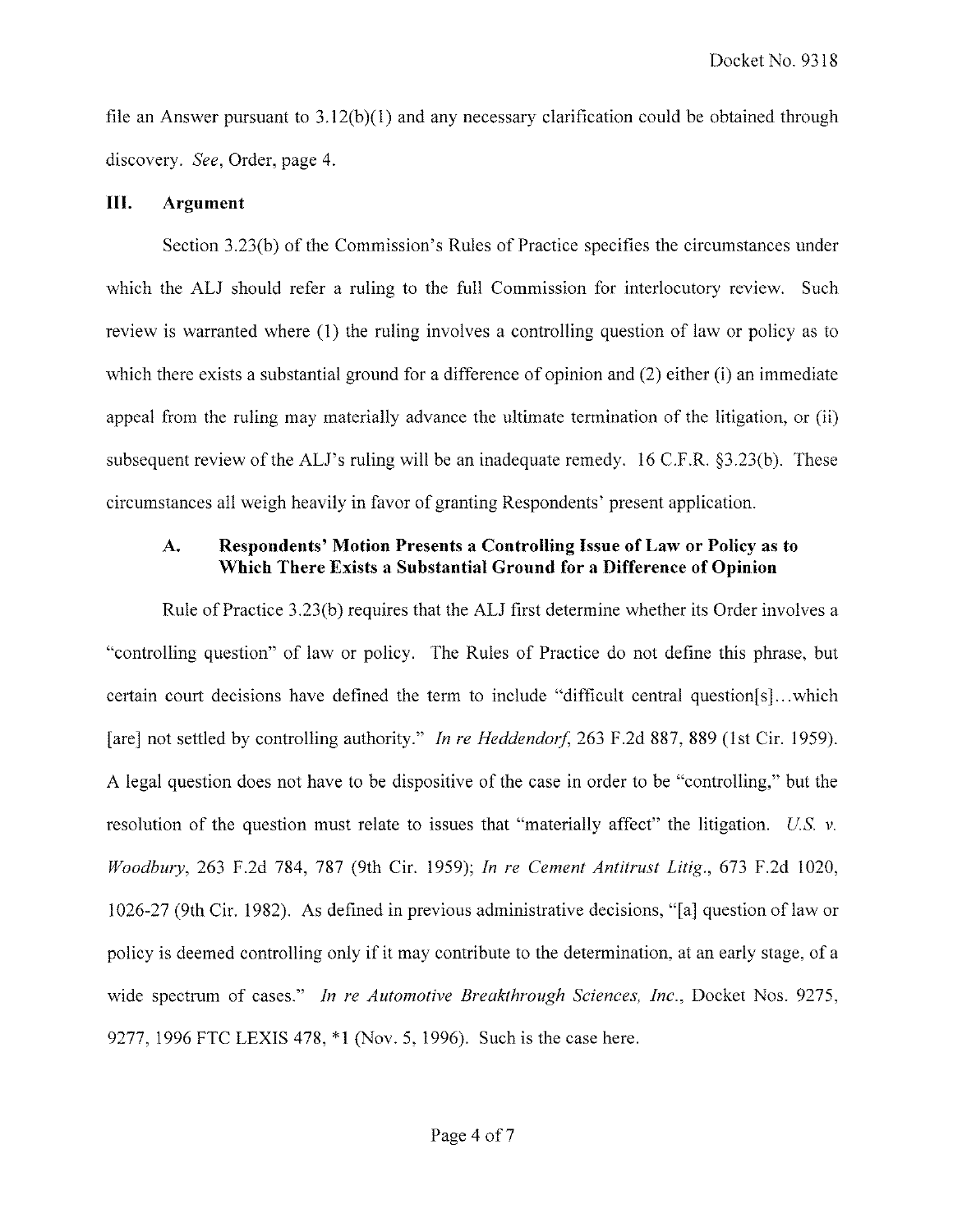file an Answer pursuant to 3.12(b)(1) and any necessary clarification could be obtained through discovery. *See*, Order, page 4.

## III. Argument

Section 3.23(b) of the Commission's Rules of Practice specifies the circumstances under which the ALJ should refer a ruling to the full Commission for interlocutory review. Such review is warranted where (1) the ruling involves a controlling question of law or policy as to which there exists a substantial ground for a difference of opinion and (2) either (i) an immediate appeal from the ruling may materially advance the ultimate termination of the litigation, or (ii) subsequent review of the ALJ's ruling will be an inadequate remedy. 16 C.F.R. §3.23(b). These circumstances all weigh heavily in favor of granting Respondents' present application.

### A. Respondents' Motion Presents a Controlling Issue of Law or Policy as to Which There Exists a Substantial Ground for a Difference of Opinion

Rule of Practice 3.23(b) requires that the ALJ first determine whether its Order involves a "controlling question" of law or policy. The Rules of Practice do not define this phrase, but certain court decisions have defined the term to include "difficult central question[s]...which [are] not settled by controlling authority." *In re Heddendorf*, 263 F.2d 887, 889 (1st Cir. 1959). A legal question does not have to be dispositive of the case in order to be "controlling," but the resolution of the question must relate to issues that "materially affect" the litigation. *U.S. v. Woodbury*, 263 F.2d 784, 787 (9th Cir. 1959); *In re Cement Antitrust Litig.*, 673 F.2d 1020, 1026-27 (9th Cir. 1982). As defined in previous administrative decisions, "[a] question of law or policy is deemed controlling only if it may contribute to the determination, at an early stage, of a wide spectrum of cases." *In re Automotive Breakthrough Sciences, Inc.*, Docket Nos. 9275, 9277, 1996 FTC LEXIS 478, *1 (Nov. 5, 1996). Such is the case here.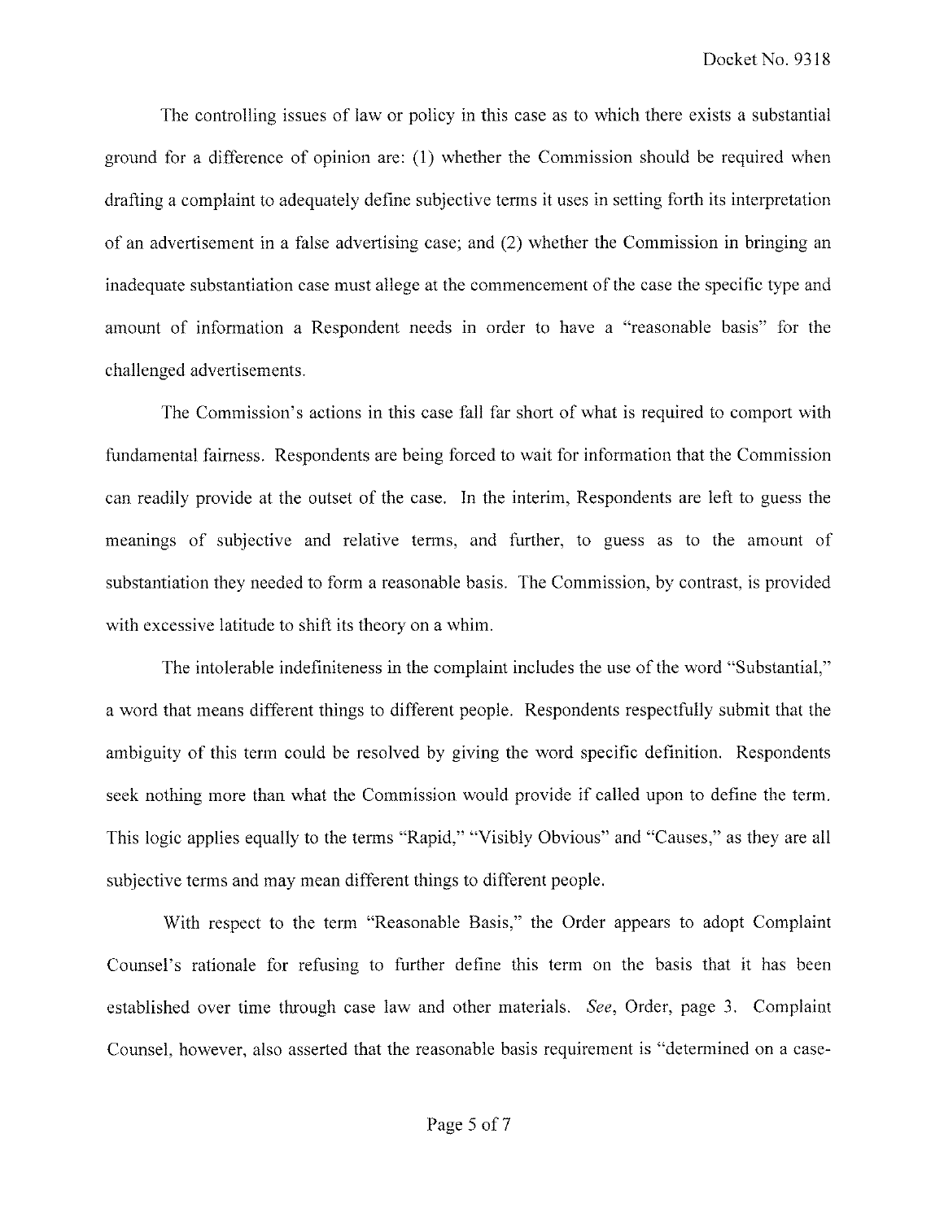The controlling issues of law or policy in this case as to which there exists a substantial ground for a difference of opinion are: (1) whether the Commission should be required when drafting a complaint to adequately define subjective terms it uses in setting forth its interpretation of an advertisement in a false advertising case; and (2) whether the Commission in bringing an inadequate substantiation case must allege at the commencement of the case the specific type and amount of information a Respondent needs in order to have a "reasonable basis" for the challenged advertisements.

The Commission's actions in this case fall far short of what is required to comport with fundamental fairness. Respondents are being forced to wait for information that the Commission can readily provide at the outset of the case. In the interim, Respondents are left to guess the meanings of subjective and relative terms, and further, to guess as to the amount of substantiation they needed to form a reasonable basis. The Commission, by contrast, is provided with excessive latitude to shift its theory on a whim.

The intolerable indefiniteness in the complaint includes the use of the word "Substantial," a word that means different things to different people. Respondents respectfully submit that the ambiguity of this term could be resolved by giving the word specific definition. Respondents seek nothing more than what the Commission would provide if called upon to define the term. This logic applies equally to the terms "Rapid," "Visibly Obvious" and "Causes," as they are all subjective terms and may mean different things to different people.

With respect to the term "Reasonable Basis," the Order appears to adopt Complaint Counsel's rationale for refusing to further define this term on the basis that it has been established over time through case law and other materials. *See*, Order, page 3. Complaint Counsel, however, also asserted that the reasonable basis requirement is "determined on a case-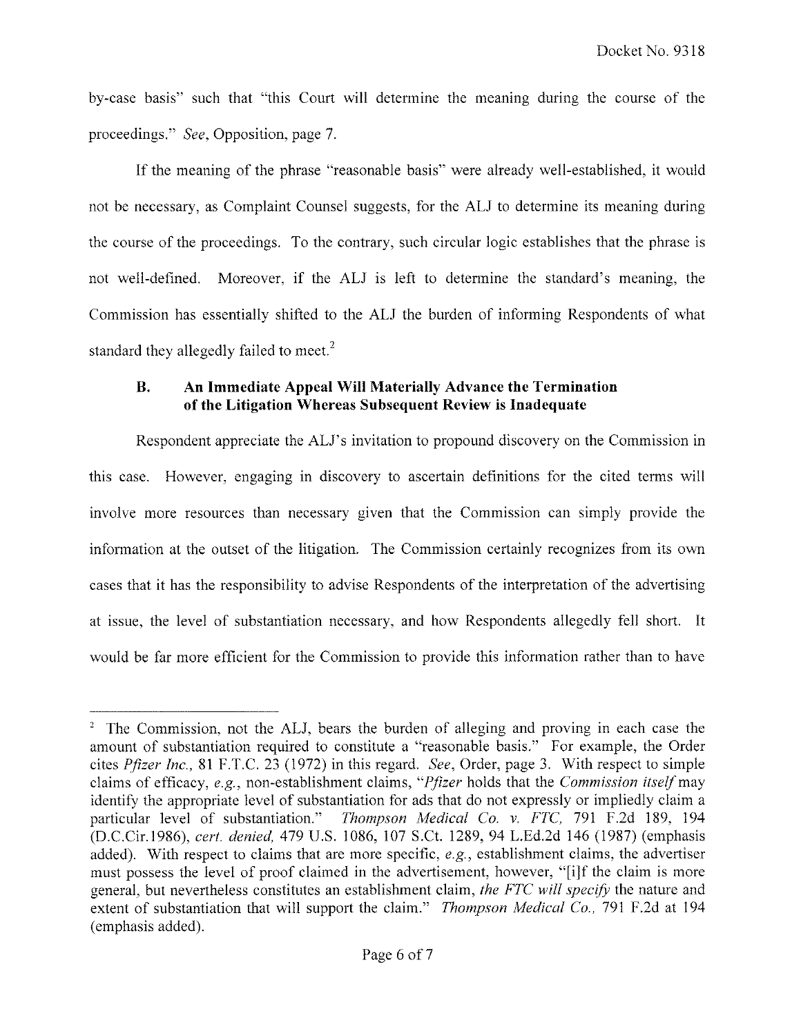by-case basis" such that "this Court will determine the meaning during the course of the proceedings." *See*, Opposition, page 7.

If the meaning of the phrase "reasonable basis" were already well-established, it would not be necessary, as Complaint Counsel suggests, for the ALJ to determine its meaning during the course of the proceedings. To the contrary, such circular logic establishes that the phrase is not well-defined. Moreover, if the ALJ is left to determine the standard's meaning, the Commission has essentially shifted to the ALJ the burden of informing Respondents of what standard they allegedly failed to meet.[2]

### B. An Immediate Appeal Will Materially Advance the Termination of the Litigation Whereas Subsequent Review is Inadequate

Respondent appreciate the ALJ's invitation to propound discovery on the Commission in this case. However, engaging in discovery to ascertain definitions for the cited terms will involve more resources than necessary given that the Commission can simply provide the information at the outset of the litigation. The Commission certainly recognizes from its own cases that it has the responsibility to advise Respondents of the interpretation of the advertising at issue, the level of substantiation necessary, and how Respondents allegedly fell short. It would be far more efficient for the Commission to provide this information rather than to have

---

[2] The Commission, not the ALJ, bears the burden of alleging and proving in each case the amount of substantiation required to constitute a "reasonable basis." For example, the Order cites *Pfizer Inc.*, 81 F.T.C. 23 (1972) in this regard. *See*, Order, page 3. With respect to simple claims of efficacy, *e.g.*, non-establishment claims, "*Pfizer* holds that the *Commission itself* may identify the appropriate level of substantiation for ads that do not expressly or impliedly claim a particular level of substantiation." *Thompson Medical Co. v. FTC*, 791 F.2d 189, 194 (D.C.Cir.1986), *cert. denied*, 479 U.S. 1086, 107 S.Ct. 1289, 94 L.Ed.2d 146 (1987) (emphasis added). With respect to claims that are more specific, *e.g.*, establishment claims, the advertiser must possess the level of proof claimed in the advertisement, however, "[i]f the claim is more general, but nevertheless constitutes an establishment claim, *the FTC will specify* the nature and extent of substantiation that will support the claim." *Thompson Medical Co.*, 791 F.2d at 194 (emphasis added).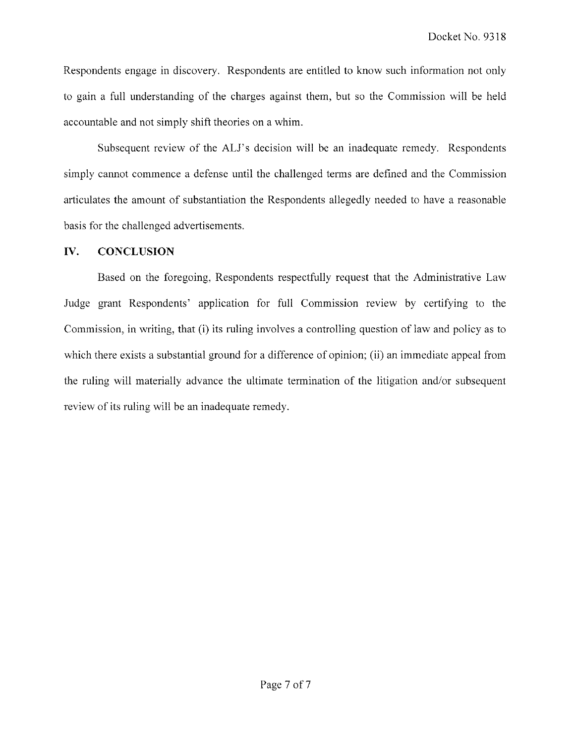Respondents engage in discovery. Respondents are entitled to know such information not only to gain a full understanding of the charges against them, but so the Commission will be held accountable and not simply shift theories on a whim.

Subsequent review of the ALJ's decision will be an inadequate remedy. Respondents simply cannot commence a defense until the challenged terms are defined and the Commission articulates the amount of substantiation the Respondents allegedly needed to have a reasonable basis for the challenged advertisements.

## IV. CONCLUSION

Based on the foregoing, Respondents respectfully request that the Administrative Law Judge grant Respondents' application for full Commission review by certifying to the Commission, in writing, that (i) its ruling involves a controlling question of law and policy as to which there exists a substantial ground for a difference of opinion; (ii) an immediate appeal from the ruling will materially advance the ultimate termination of the litigation and/or subsequent review of its ruling will be an inadequate remedy.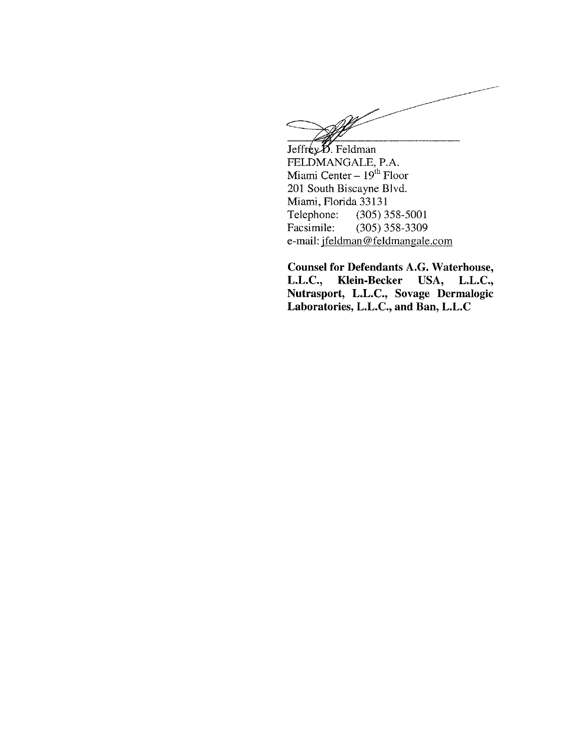Jeffrey D. Feldman
FELDMANGALE, P.A.
Miami Center – 19th Floor
201 South Biscayne Blvd.
Miami, Florida 33131
Telephone: (305) 358-5001
Facsimile: (305) 358-3309
e-mail: jfeldman@feldmangale.com

**Counsel for Defendants A.G. Waterhouse, L.L.C., Klein-Becker USA, L.L.C., Nutrasport, L.L.C., Sovage Dermalogic Laboratories, L.L.C., and Ban, L.L.C**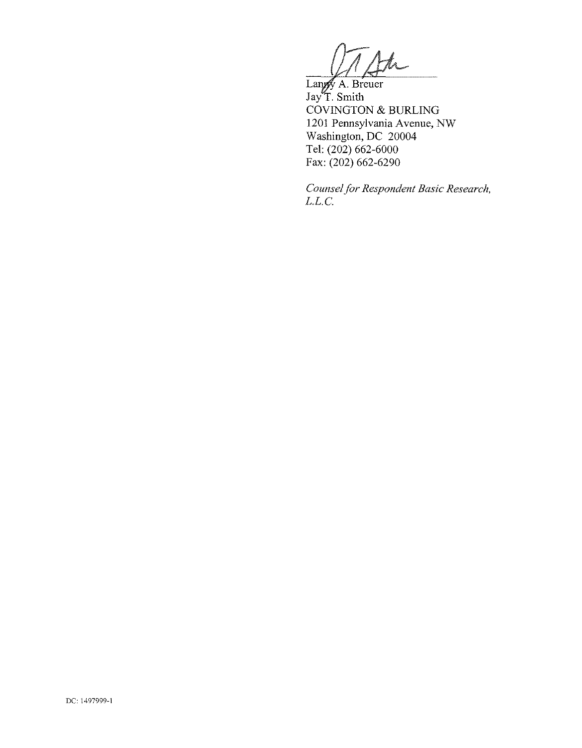Lanny A. Breuer
Jay T. Smith
COVINGTON & BURLING
1201 Pennsylvania Avenue, NW
Washington, DC 20004
Tel: (202) 662-6000
Fax: (202) 662-6290

*Counsel for Respondent Basic Research, L.L.C.*

DC: 1497999-1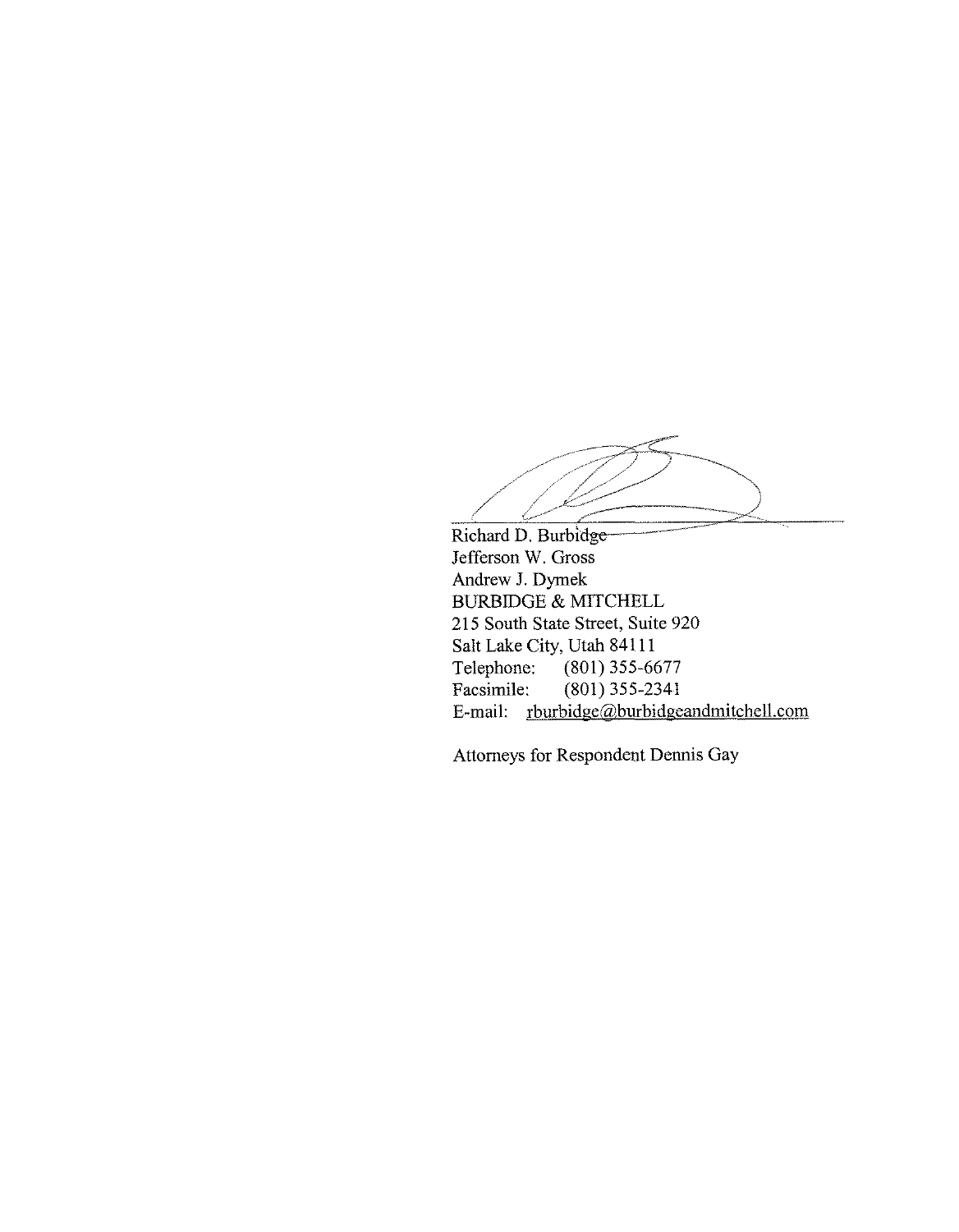Richard D. Burbidge
Jefferson W. Gross
Andrew J. Dymek
BURBIDGE & MITCHELL
215 South State Street, Suite 920
Salt Lake City, Utah 84111
Telephone: (801) 355-6677
Facsimile: (801) 355-2341
E-mail: rburbidge@burbidgeandmitchell.com

Attorneys for Respondent Dennis Gay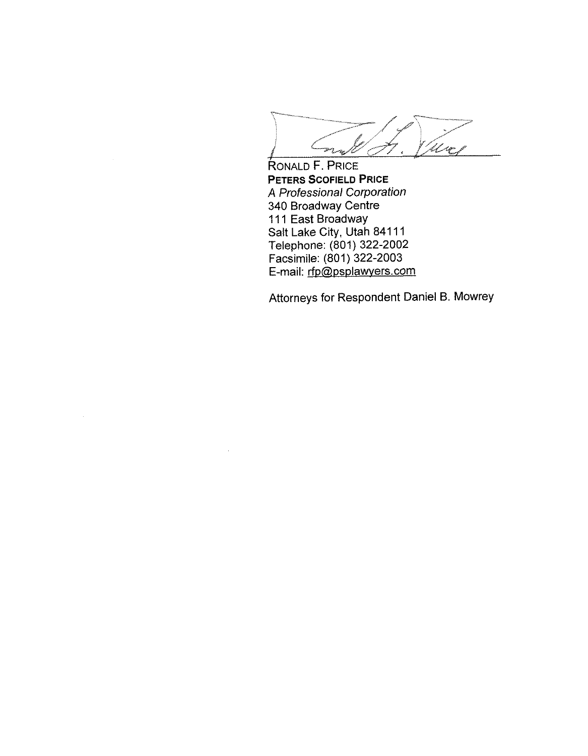RONALD F. PRICE
**PETERS SCOFIELD PRICE**
*A Professional Corporation*
340 Broadway Centre
111 East Broadway
Salt Lake City, Utah 84111
Telephone: (801) 322-2002
Facsimile: (801) 322-2003
E-mail: rfp@psplawyers.com

Attorneys for Respondent Daniel B. Mowrey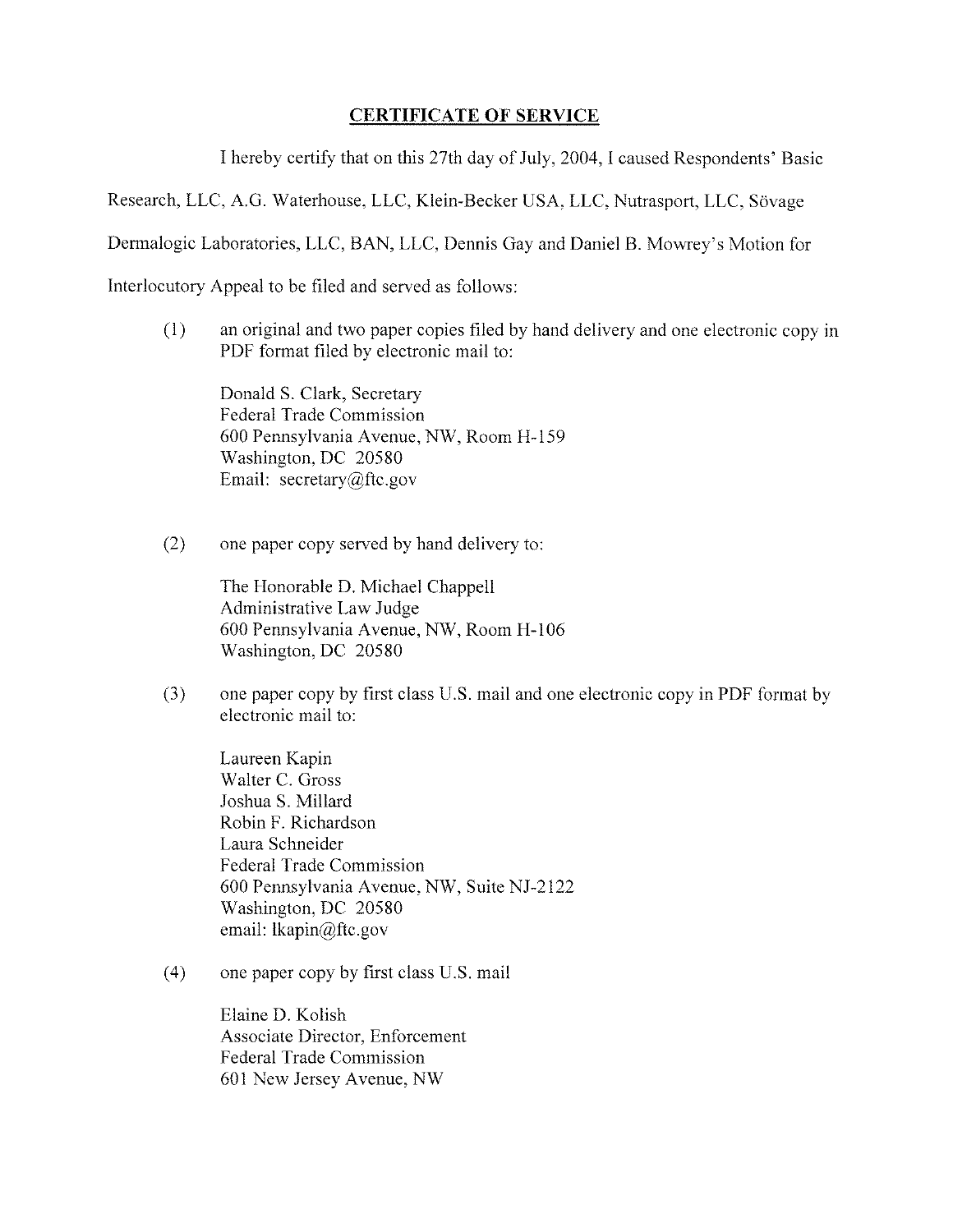## CERTIFICATE OF SERVICE

I hereby certify that on this 27th day of July, 2004, I caused Respondents' Basic Research, LLC, A.G. Waterhouse, LLC, Klein-Becker USA, LLC, Nutrasport, LLC, Sövage Dermalogic Laboratories, LLC, BAN, LLC, Dennis Gay and Daniel B. Mowrey's Motion for Interlocutory Appeal to be filed and served as follows:

(1) an original and two paper copies filed by hand delivery and one electronic copy in PDF format filed by electronic mail to:

Donald S. Clark, Secretary
Federal Trade Commission
600 Pennsylvania Avenue, NW, Room H-159
Washington, DC 20580
Email: secretary@ftc.gov

(2) one paper copy served by hand delivery to:

The Honorable D. Michael Chappell
Administrative Law Judge
600 Pennsylvania Avenue, NW, Room H-106
Washington, DC 20580

(3) one paper copy by first class U.S. mail and one electronic copy in PDF format by electronic mail to:

Laureen Kapin
Walter C. Gross
Joshua S. Millard
Robin F. Richardson
Laura Schneider
Federal Trade Commission
600 Pennsylvania Avenue, NW, Suite NJ-2122
Washington, DC 20580
email: lkapin@ftc.gov

(4) one paper copy by first class U.S. mail

Elaine D. Kolish
Associate Director, Enforcement
Federal Trade Commission
601 New Jersey Avenue, NW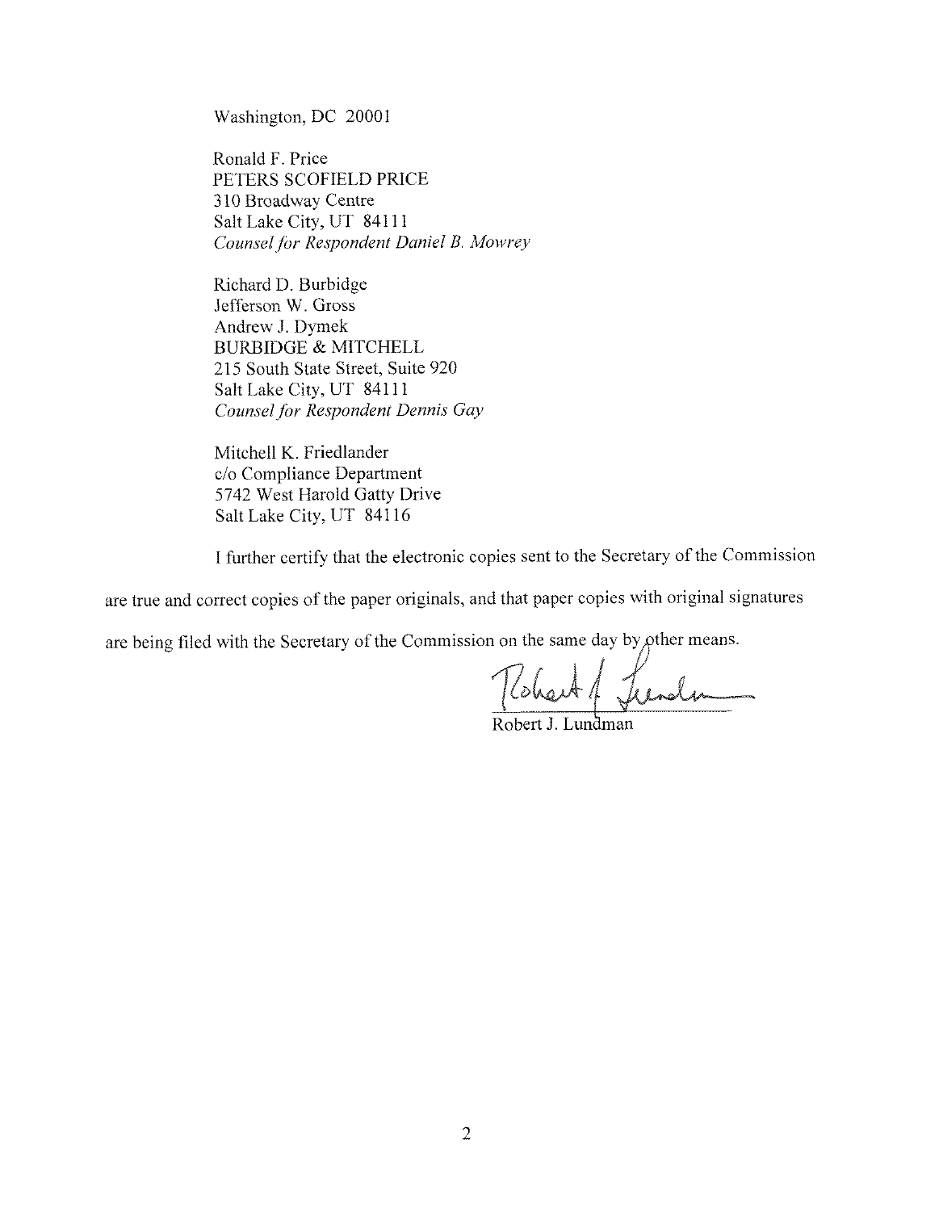Washington, DC 20001

Ronald F. Price
PETERS SCOFIELD PRICE
310 Broadway Centre
Salt Lake City, UT 84111
*Counsel for Respondent Daniel B. Mowrey*

Richard D. Burbidge
Jefferson W. Gross
Andrew J. Dymek
BURBIDGE & MITCHELL
215 South State Street, Suite 920
Salt Lake City, UT 84111
*Counsel for Respondent Dennis Gay*

Mitchell K. Friedlander
c/o Compliance Department
5742 West Harold Gatty Drive
Salt Lake City, UT 84116

I further certify that the electronic copies sent to the Secretary of the Commission are true and correct copies of the paper originals, and that paper copies with original signatures are being filed with the Secretary of the Commission on the same day by other means.

Robert J. Lundman